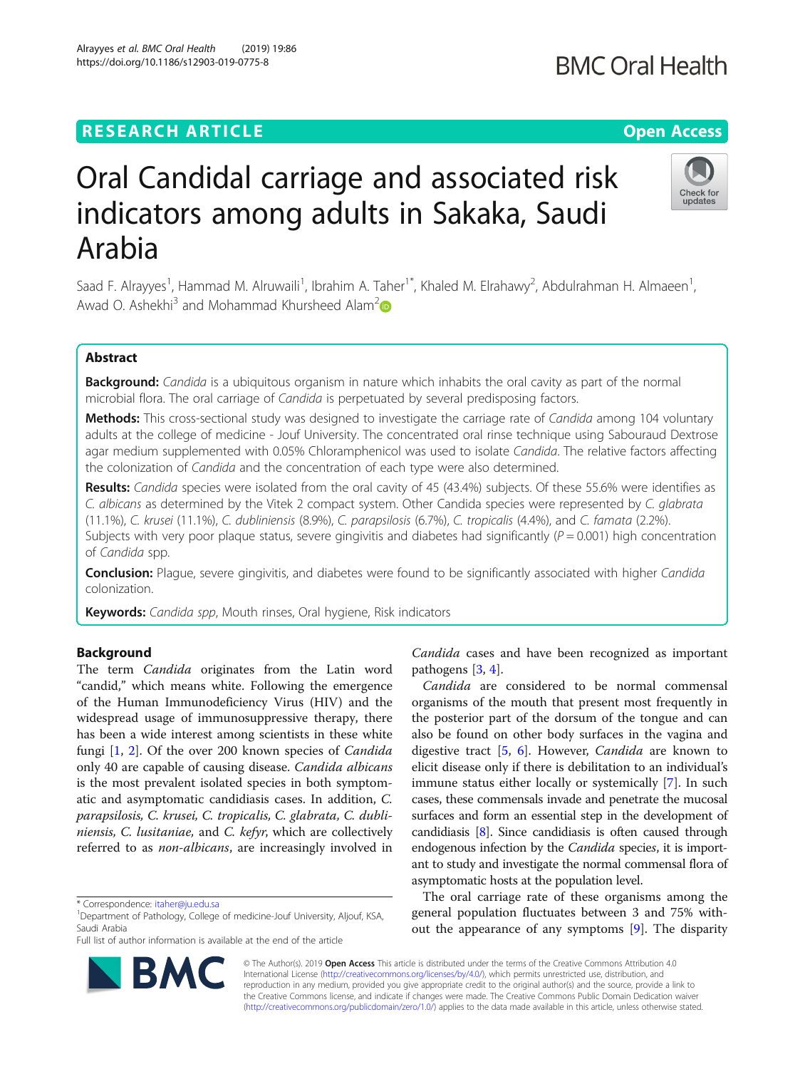# Oral Candidal carriage and associated risk indicators among adults in Sakaka, Saudi Arabia

Saad F. Alrayyes[1], Hammad M. Alruwaili[1], Ibrahim A. Taher[1*], Khaled M. Elrahawy[2], Abdulrahman H. Almaeen[1], Awad O. Ashekhi[3] and Mohammad Khursheed Alam[2]

## Abstract

**Background:** *Candida* is a ubiquitous organism in nature which inhabits the oral cavity as part of the normal microbial flora. The oral carriage of *Candida* is perpetuated by several predisposing factors.

**Methods:** This cross-sectional study was designed to investigate the carriage rate of *Candida* among 104 voluntary adults at the college of medicine - Jouf University. The concentrated oral rinse technique using Sabouraud Dextrose agar medium supplemented with 0.05% Chloramphenicol was used to isolate *Candida*. The relative factors affecting the colonization of *Candida* and the concentration of each type were also determined.

**Results:** *Candida* species were isolated from the oral cavity of 45 (43.4%) subjects. Of these 55.6% were identifies as *C. albicans* as determined by the Vitek 2 compact system. Other Candida species were represented by *C. glabrata* (11.1%), *C. krusei* (11.1%), *C. dubliniensis* (8.9%), *C. parapsilosis* (6.7%), *C. tropicalis* (4.4%), and *C. famata* (2.2%). Subjects with very poor plaque status, severe gingivitis and diabetes had significantly ($P = 0.001$) high concentration of *Candida* spp.

**Conclusion:** Plague, severe gingivitis, and diabetes were found to be significantly associated with higher *Candida* colonization.

**Keywords:** *Candida spp*, Mouth rinses, Oral hygiene, Risk indicators

## Background

The term *Candida* originates from the Latin word "candid," which means white. Following the emergence of the Human Immunodeficiency Virus (HIV) and the widespread usage of immunosuppressive therapy, there has been a wide interest among scientists in these white fungi [1, 2]. Of the over 200 known species of *Candida* only 40 are capable of causing disease. *Candida albicans* is the most prevalent isolated species in both symptomatic and asymptomatic candidiasis cases. In addition, *C. parapsilosis, C. krusei, C. tropicalis, C. glabrata, C. dubliniensis, C. lusitaniae,* and *C. kefyr*, which are collectively referred to as *non-albicans*, are increasingly involved in *Candida* cases and have been recognized as important pathogens [3, 4].

*Candida* are considered to be normal commensal organisms of the mouth that present most frequently in the posterior part of the dorsum of the tongue and can also be found on other body surfaces in the vagina and digestive tract [5, 6]. However, *Candida* are known to elicit disease only if there is debilitation to an individual's immune status either locally or systemically [7]. In such cases, these commensals invade and penetrate the mucosal surfaces and form an essential step in the development of candidiasis [8]. Since candidiasis is often caused through endogenous infection by the *Candida* species, it is important to study and investigate the normal commensal flora of asymptomatic hosts at the population level.

The oral carriage rate of these organisms among the general population fluctuates between 3 and 75% without the appearance of any symptoms [9]. The disparity

\* Correspondence: itaher@ju.edu.sa
[1]Department of Pathology, College of medicine-Jouf University, Aljouf, KSA, Saudi Arabia
Full list of author information is available at the end of the article

© The Author(s). 2019 **Open Access** This article is distributed under the terms of the Creative Commons Attribution 4.0 International License (http://creativecommons.org/licenses/by/4.0/), which permits unrestricted use, distribution, and reproduction in any medium, provided you give appropriate credit to the original author(s) and the source, provide a link to the Creative Commons license, and indicate if changes were made. The Creative Commons Public Domain Dedication waiver (http://creativecommons.org/publicdomain/zero/1.0/) applies to the data made available in this article, unless otherwise stated.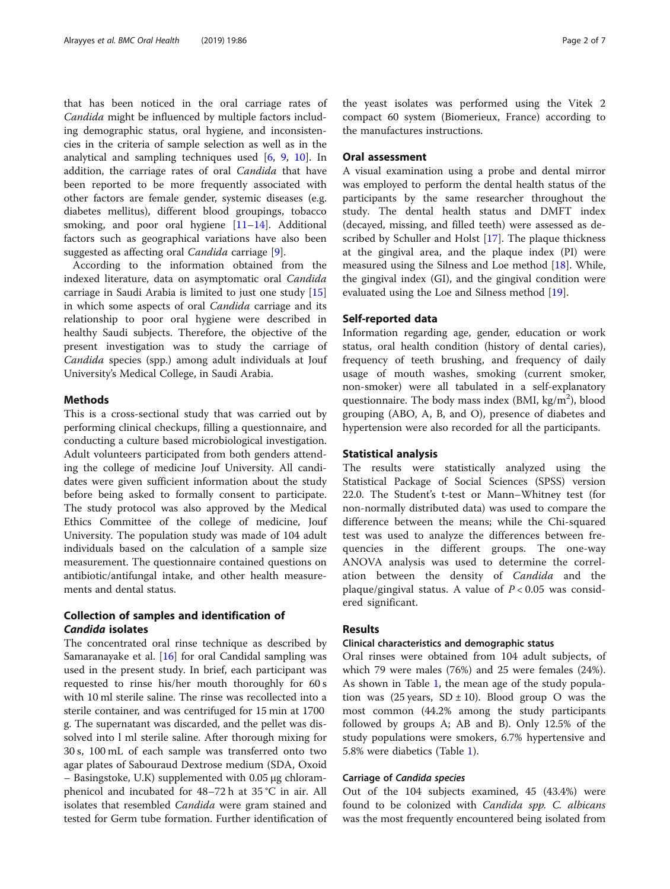that has been noticed in the oral carriage rates of *Candida* might be influenced by multiple factors including demographic status, oral hygiene, and inconsistencies in the criteria of sample selection as well as in the analytical and sampling techniques used [6, 9, 10]. In addition, the carriage rates of oral *Candida* that have been reported to be more frequently associated with other factors are female gender, systemic diseases (e.g. diabetes mellitus), different blood groupings, tobacco smoking, and poor oral hygiene [11–14]. Additional factors such as geographical variations have also been suggested as affecting oral *Candida* carriage [9].

According to the information obtained from the indexed literature, data on asymptomatic oral *Candida* carriage in Saudi Arabia is limited to just one study [15] in which some aspects of oral *Candida* carriage and its relationship to poor oral hygiene were described in healthy Saudi subjects. Therefore, the objective of the present investigation was to study the carriage of *Candida* species (spp.) among adult individuals at Jouf University's Medical College, in Saudi Arabia.

## Methods

This is a cross-sectional study that was carried out by performing clinical checkups, filling a questionnaire, and conducting a culture based microbiological investigation. Adult volunteers participated from both genders attending the college of medicine Jouf University. All candidates were given sufficient information about the study before being asked to formally consent to participate. The study protocol was also approved by the Medical Ethics Committee of the college of medicine, Jouf University. The population study was made of 104 adult individuals based on the calculation of a sample size measurement. The questionnaire contained questions on antibiotic/antifungal intake, and other health measurements and dental status.

### Collection of samples and identification of *Candida* isolates

The concentrated oral rinse technique as described by Samaranayake et al. [16] for oral Candidal sampling was used in the present study. In brief, each participant was requested to rinse his/her mouth thoroughly for 60 s with 10 ml sterile saline. The rinse was recollected into a sterile container, and was centrifuged for 15 min at 1700 g. The supernatant was discarded, and the pellet was dissolved into l ml sterile saline. After thorough mixing for 30 s, 100 mL of each sample was transferred onto two agar plates of Sabouraud Dextrose medium (SDA, Oxoid – Basingstoke, U.K) supplemented with 0.05 μg chloramphenicol and incubated for 48–72 h at 35 °C in air. All isolates that resembled *Candida* were gram stained and tested for Germ tube formation. Further identification of the yeast isolates was performed using the Vitek 2 compact 60 system (Biomerieux, France) according to the manufactures instructions.

### Oral assessment

A visual examination using a probe and dental mirror was employed to perform the dental health status of the participants by the same researcher throughout the study. The dental health status and DMFT index (decayed, missing, and filled teeth) were assessed as described by Schuller and Holst [17]. The plaque thickness at the gingival area, and the plaque index (PI) were measured using the Silness and Loe method [18]. While, the gingival index (GI), and the gingival condition were evaluated using the Loe and Silness method [19].

### Self-reported data

Information regarding age, gender, education or work status, oral health condition (history of dental caries), frequency of teeth brushing, and frequency of daily usage of mouth washes, smoking (current smoker, non-smoker) were all tabulated in a self-explanatory questionnaire. The body mass index (BMI, kg/m$^2$), blood grouping (ABO, A, B, and O), presence of diabetes and hypertension were also recorded for all the participants.

### Statistical analysis

The results were statistically analyzed using the Statistical Package of Social Sciences (SPSS) version 22.0. The Student's t-test or Mann–Whitney test (for non-normally distributed data) was used to compare the difference between the means; while the Chi-squared test was used to analyze the differences between frequencies in the different groups. The one-way ANOVA analysis was used to determine the correlation between the density of *Candida* and the plaque/gingival status. A value of $P < 0.05$ was considered significant.

## Results

### Clinical characteristics and demographic status

Oral rinses were obtained from 104 adult subjects, of which 79 were males (76%) and 25 were females (24%). As shown in Table 1, the mean age of the study population was (25 years, SD ± 10). Blood group O was the most common (44.2% among the study participants followed by groups A; AB and B). Only 12.5% of the study populations were smokers, 6.7% hypertensive and 5.8% were diabetics (Table 1).

### Carriage of *Candida species*

Out of the 104 subjects examined, 45 (43.4%) were found to be colonized with *Candida spp. C. albicans* was the most frequently encountered being isolated from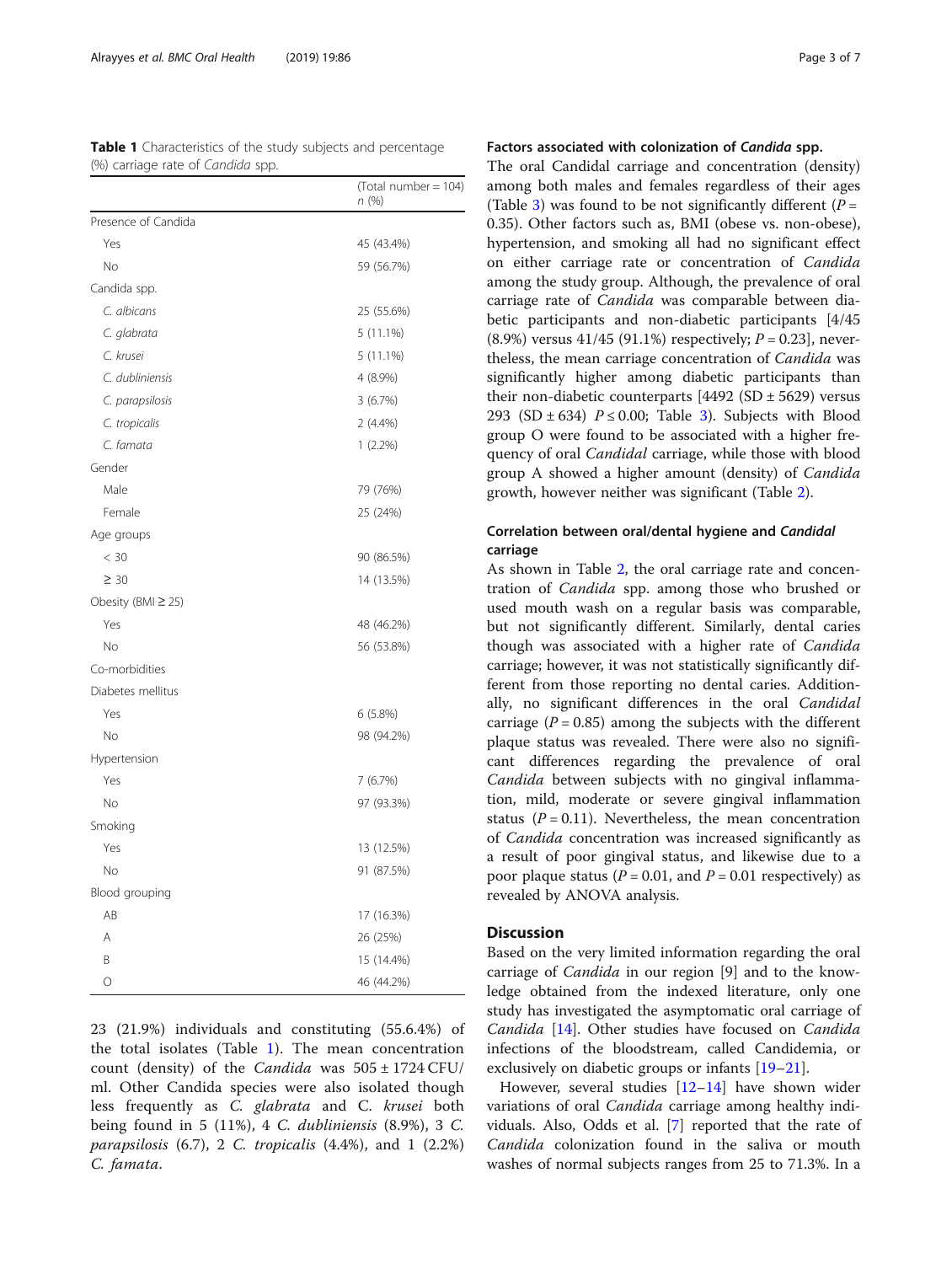**Table 1** Characteristics of the study subjects and percentage (%) carriage rate of *Candida* spp.

| | (Total number = 104) n (%) |
|---|---|
| Presence of Candida | |
| Yes | 45 (43.4%) |
| No | 59 (56.7%) |
| Candida spp. | |
| *C. albicans* | 25 (55.6%) |
| *C. glabrata* | 5 (11.1%) |
| *C. krusei* | 5 (11.1%) |
| *C. dubliniensis* | 4 (8.9%) |
| *C. parapsilosis* | 3 (6.7%) |
| *C. tropicalis* | 2 (4.4%) |
| *C. famata* | 1 (2.2%) |
| Gender | |
| Male | 79 (76%) |
| Female | 25 (24%) |
| Age groups | |
| < 30 | 90 (86.5%) |
| ≥ 30 | 14 (13.5%) |
| Obesity (BMI ≥ 25) | |
| Yes | 48 (46.2%) |
| No | 56 (53.8%) |
| Co-morbidities | |
| Diabetes mellitus | |
| Yes | 6 (5.8%) |
| No | 98 (94.2%) |
| Hypertension | |
| Yes | 7 (6.7%) |
| No | 97 (93.3%) |
| Smoking | |
| Yes | 13 (12.5%) |
| No | 91 (87.5%) |
| Blood grouping | |
| AB | 17 (16.3%) |
| A | 26 (25%) |
| B | 15 (14.4%) |
| O | 46 (44.2%) |

23 (21.9%) individuals and constituting (55.6.4%) of the total isolates (Table 1). The mean concentration count (density) of the *Candida* was 505 ± 1724 CFU/ml. Other Candida species were also isolated though less frequently as *C. glabrata* and C. *krusei* both being found in 5 (11%), 4 *C. dubliniensis* (8.9%), 3 *C. parapsilosis* (6.7), 2 *C. tropicalis* (4.4%), and 1 (2.2%) *C. famata*.

### Factors associated with colonization of *Candida* spp.

The oral Candidal carriage and concentration (density) among both males and females regardless of their ages (Table 3) was found to be not significantly different ($P = 0.35$). Other factors such as, BMI (obese vs. non-obese), hypertension, and smoking all had no significant effect on either carriage rate or concentration of *Candida* among the study group. Although, the prevalence of oral carriage rate of *Candida* was comparable between diabetic participants and non-diabetic participants [4/45 (8.9%) versus 41/45 (91.1%) respectively; $P = 0.23$], nevertheless, the mean carriage concentration of *Candida* was significantly higher among diabetic participants than their non-diabetic counterparts [4492 (SD ± 5629) versus 293 (SD ± 634) $P \leq 0.00$; Table 3). Subjects with Blood group O were found to be associated with a higher frequency of oral *Candidal* carriage, while those with blood group A showed a higher amount (density) of *Candida* growth, however neither was significant (Table 2).

### Correlation between oral/dental hygiene and *Candidal* carriage

As shown in Table 2, the oral carriage rate and concentration of *Candida* spp. among those who brushed or used mouth wash on a regular basis was comparable, but not significantly different. Similarly, dental caries though was associated with a higher rate of *Candida* carriage; however, it was not statistically significantly different from those reporting no dental caries. Additionally, no significant differences in the oral *Candidal* carriage ($P = 0.85$) among the subjects with the different plaque status was revealed. There were also no significant differences regarding the prevalence of oral *Candida* between subjects with no gingival inflammation, mild, moderate or severe gingival inflammation status ($P = 0.11$). Nevertheless, the mean concentration of *Candida* concentration was increased significantly as a result of poor gingival status, and likewise due to a poor plaque status ($P = 0.01$, and $P = 0.01$ respectively) as revealed by ANOVA analysis.

## Discussion

Based on the very limited information regarding the oral carriage of *Candida* in our region [9] and to the knowledge obtained from the indexed literature, only one study has investigated the asymptomatic oral carriage of *Candida* [14]. Other studies have focused on *Candida* infections of the bloodstream, called Candidemia, or exclusively on diabetic groups or infants [19–21].

However, several studies [12–14] have shown wider variations of oral *Candida* carriage among healthy individuals. Also, Odds et al. [7] reported that the rate of *Candida* colonization found in the saliva or mouth washes of normal subjects ranges from 25 to 71.3%. In a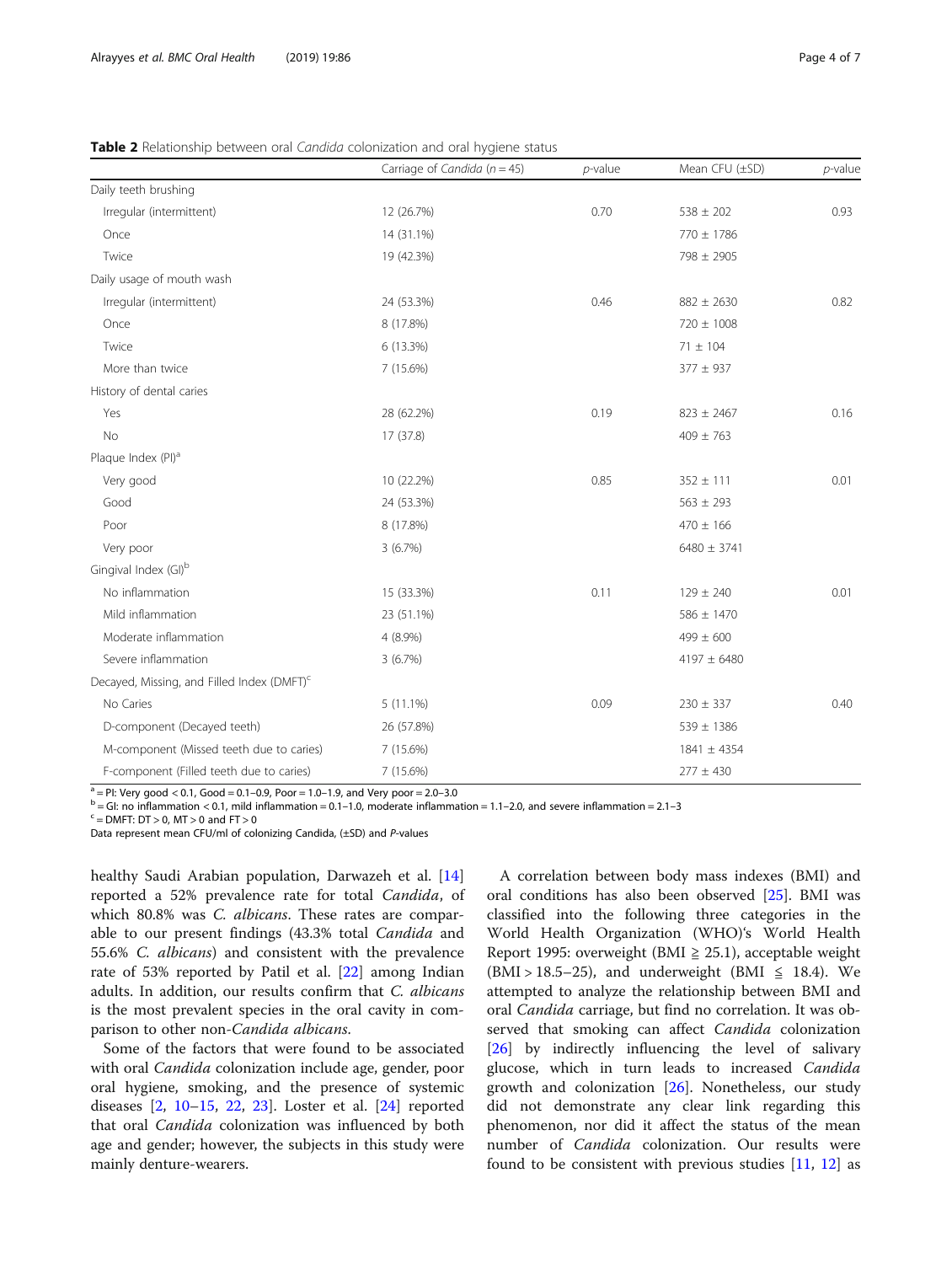**Table 2** Relationship between oral *Candida* colonization and oral hygiene status

| | Carriage of *Candida* (*n* = 45) | *p*-value | Mean CFU (±SD) | *p*-value |
|---|---|---|---|---|
| Daily teeth brushing | | | | |
| Irregular (intermittent) | 12 (26.7%) | 0.70 | 538 ± 202 | 0.93 |
| Once | 14 (31.1%) | | 770 ± 1786 | |
| Twice | 19 (42.3%) | | 798 ± 2905 | |
| Daily usage of mouth wash | | | | |
| Irregular (intermittent) | 24 (53.3%) | 0.46 | 882 ± 2630 | 0.82 |
| Once | 8 (17.8%) | | 720 ± 1008 | |
| Twice | 6 (13.3%) | | 71 ± 104 | |
| More than twice | 7 (15.6%) | | 377 ± 937 | |
| History of dental caries | | | | |
| Yes | 28 (62.2%) | 0.19 | 823 ± 2467 | 0.16 |
| No | 17 (37.8) | | 409 ± 763 | |
| Plaque Index (PI)[a] | | | | |
| Very good | 10 (22.2%) | 0.85 | 352 ± 111 | 0.01 |
| Good | 24 (53.3%) | | 563 ± 293 | |
| Poor | 8 (17.8%) | | 470 ± 166 | |
| Very poor | 3 (6.7%) | | 6480 ± 3741 | |
| Gingival Index (GI)[b] | | | | |
| No inflammation | 15 (33.3%) | 0.11 | 129 ± 240 | 0.01 |
| Mild inflammation | 23 (51.1%) | | 586 ± 1470 | |
| Moderate inflammation | 4 (8.9%) | | 499 ± 600 | |
| Severe inflammation | 3 (6.7%) | | 4197 ± 6480 | |
| Decayed, Missing, and Filled Index (DMFT)[c] | | | | |
| No Caries | 5 (11.1%) | 0.09 | 230 ± 337 | 0.40 |
| D-component (Decayed teeth) | 26 (57.8%) | | 539 ± 1386 | |
| M-component (Missed teeth due to caries) | 7 (15.6%) | | 1841 ± 4354 | |
| F-component (Filled teeth due to caries) | 7 (15.6%) | | 277 ± 430 | |

[a] = PI: Very good < 0.1, Good = 0.1–0.9, Poor = 1.0–1.9, and Very poor = 2.0–3.0
[b] = GI: no inflammation < 0.1, mild inflammation = 0.1–1.0, moderate inflammation = 1.1–2.0, and severe inflammation = 2.1–3
[c] = DMFT: DT > 0, MT > 0 and FT > 0
Data represent mean CFU/ml of colonizing Candida, (±SD) and *P*-values

healthy Saudi Arabian population, Darwazeh et al. [14] reported a 52% prevalence rate for total *Candida*, of which 80.8% was *C. albicans*. These rates are comparable to our present findings (43.3% total *Candida* and 55.6% *C. albicans*) and consistent with the prevalence rate of 53% reported by Patil et al. [22] among Indian adults. In addition, our results confirm that *C. albicans* is the most prevalent species in the oral cavity in comparison to other non-*Candida albicans*.

Some of the factors that were found to be associated with oral *Candida* colonization include age, gender, poor oral hygiene, smoking, and the presence of systemic diseases [2, 10–15, 22, 23]. Loster et al. [24] reported that oral *Candida* colonization was influenced by both age and gender; however, the subjects in this study were mainly denture-wearers.

A correlation between body mass indexes (BMI) and oral conditions has also been observed [25]. BMI was classified into the following three categories in the World Health Organization (WHO)'s World Health Report 1995: overweight (BMI ≧ 25.1), acceptable weight (BMI > 18.5–25), and underweight (BMI ≦ 18.4). We attempted to analyze the relationship between BMI and oral *Candida* carriage, but find no correlation. It was observed that smoking can affect *Candida* colonization [26] by indirectly influencing the level of salivary glucose, which in turn leads to increased *Candida* growth and colonization [26]. Nonetheless, our study did not demonstrate any clear link regarding this phenomenon, nor did it affect the status of the mean number of *Candida* colonization. Our results were found to be consistent with previous studies [11, 12] as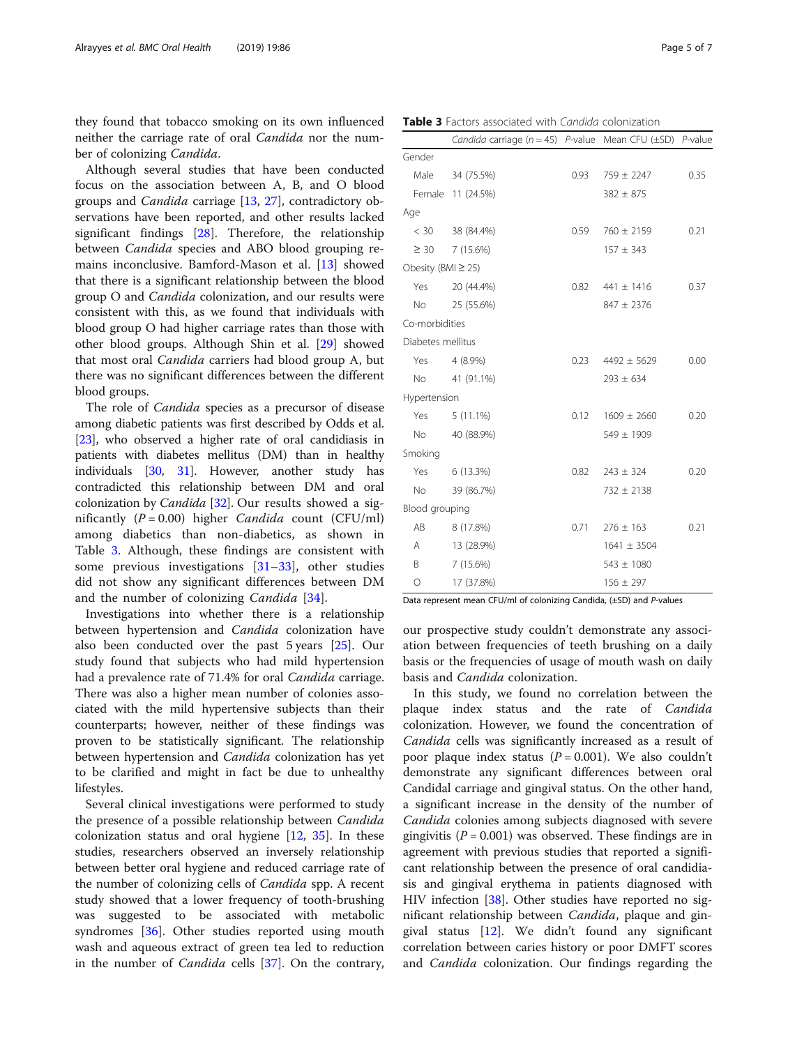they found that tobacco smoking on its own influenced neither the carriage rate of oral *Candida* nor the number of colonizing *Candida*.

Although several studies that have been conducted focus on the association between A, B, and O blood groups and *Candida* carriage [13, 27], contradictory observations have been reported, and other results lacked significant findings [28]. Therefore, the relationship between *Candida* species and ABO blood grouping remains inconclusive. Bamford-Mason et al. [13] showed that there is a significant relationship between the blood group O and *Candida* colonization, and our results were consistent with this, as we found that individuals with blood group O had higher carriage rates than those with other blood groups. Although Shin et al. [29] showed that most oral *Candida* carriers had blood group A, but there was no significant differences between the different blood groups.

The role of *Candida* species as a precursor of disease among diabetic patients was first described by Odds et al. [23], who observed a higher rate of oral candidiasis in patients with diabetes mellitus (DM) than in healthy individuals [30, 31]. However, another study has contradicted this relationship between DM and oral colonization by *Candida* [32]. Our results showed a significantly ($P = 0.00$) higher *Candida* count (CFU/ml) among diabetics than non-diabetics, as shown in Table 3. Although, these findings are consistent with some previous investigations [31–33], other studies did not show any significant differences between DM and the number of colonizing *Candida* [34].

Investigations into whether there is a relationship between hypertension and *Candida* colonization have also been conducted over the past 5 years [25]. Our study found that subjects who had mild hypertension had a prevalence rate of 71.4% for oral *Candida* carriage. There was also a higher mean number of colonies associated with the mild hypertensive subjects than their counterparts; however, neither of these findings was proven to be statistically significant. The relationship between hypertension and *Candida* colonization has yet to be clarified and might in fact be due to unhealthy lifestyles.

Several clinical investigations were performed to study the presence of a possible relationship between *Candida* colonization status and oral hygiene [12, 35]. In these studies, researchers observed an inversely relationship between better oral hygiene and reduced carriage rate of the number of colonizing cells of *Candida* spp. A recent study showed that a lower frequency of tooth-brushing was suggested to be associated with metabolic syndromes [36]. Other studies reported using mouth wash and aqueous extract of green tea led to reduction in the number of *Candida* cells [37]. On the contrary, our prospective study couldn't demonstrate any association between frequencies of teeth brushing on a daily basis or the frequencies of usage of mouth wash on daily basis and *Candida* colonization.

**Table 3** Factors associated with *Candida* colonization

| | *Candida* carriage ($n = 45$) | *P*-value | Mean CFU (±SD) | *P*-value |
|---|---|---|---|---|
| Gender | | | | |
| Male | 34 (75.5%) | 0.93 | 759 ± 2247 | 0.35 |
| Female | 11 (24.5%) | | 382 ± 875 | |
| Age | | | | |
| < 30 | 38 (84.4%) | 0.59 | 760 ± 2159 | 0.21 |
| ≥ 30 | 7 (15.6%) | | 157 ± 343 | |
| Obesity (BMI ≥ 25) | | | | |
| Yes | 20 (44.4%) | 0.82 | 441 ± 1416 | 0.37 |
| No | 25 (55.6%) | | 847 ± 2376 | |
| Co-morbidities | | | | |
| Diabetes mellitus | | | | |
| Yes | 4 (8.9%) | 0.23 | 4492 ± 5629 | 0.00 |
| No | 41 (91.1%) | | 293 ± 634 | |
| Hypertension | | | | |
| Yes | 5 (11.1%) | 0.12 | 1609 ± 2660 | 0.20 |
| No | 40 (88.9%) | | 549 ± 1909 | |
| Smoking | | | | |
| Yes | 6 (13.3%) | 0.82 | 243 ± 324 | 0.20 |
| No | 39 (86.7%) | | 732 ± 2138 | |
| Blood grouping | | | | |
| AB | 8 (17.8%) | 0.71 | 276 ± 163 | 0.21 |
| A | 13 (28.9%) | | 1641 ± 3504 | |
| B | 7 (15.6%) | | 543 ± 1080 | |
| O | 17 (37.8%) | | 156 ± 297 | |

Data represent mean CFU/ml of colonizing Candida, (±SD) and *P*-values

In this study, we found no correlation between the plaque index status and the rate of *Candida* colonization. However, we found the concentration of *Candida* cells was significantly increased as a result of poor plaque index status ($P = 0.001$). We also couldn't demonstrate any significant differences between oral Candidal carriage and gingival status. On the other hand, a significant increase in the density of the number of *Candida* colonies among subjects diagnosed with severe gingivitis ($P = 0.001$) was observed. These findings are in agreement with previous studies that reported a significant relationship between the presence of oral candidiasis and gingival erythema in patients diagnosed with HIV infection [38]. Other studies have reported no significant relationship between *Candida*, plaque and gingival status [12]. We didn't found any significant correlation between caries history or poor DMFT scores and *Candida* colonization. Our findings regarding the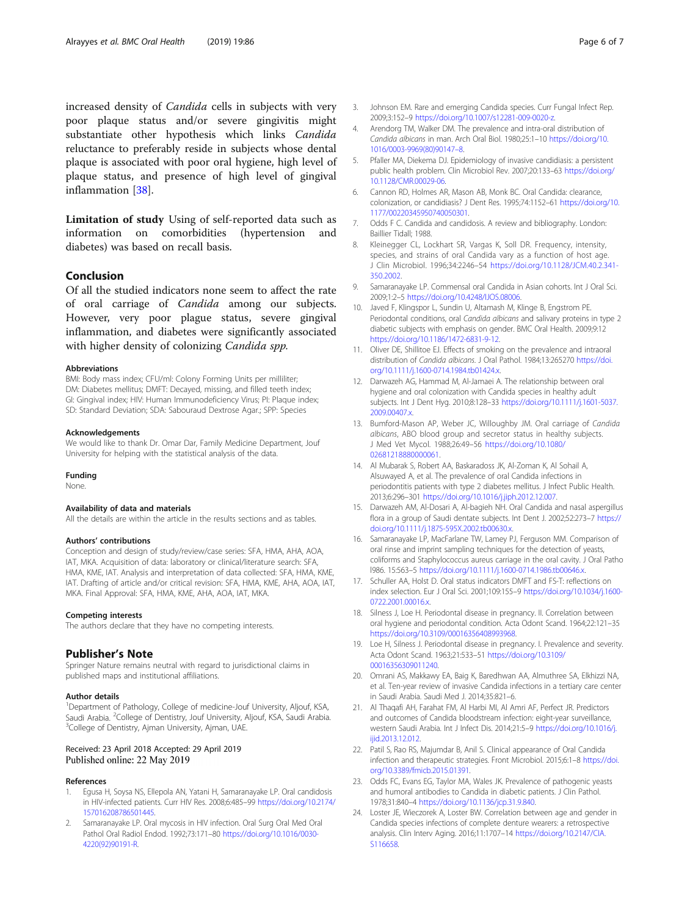increased density of *Candida* cells in subjects with very poor plaque status and/or severe gingivitis might substantiate other hypothesis which links *Candida* reluctance to preferably reside in subjects whose dental plaque is associated with poor oral hygiene, high level of plaque status, and presence of high level of gingival inflammation [38].

**Limitation of study** Using of self-reported data such as information on comorbidities (hypertension and diabetes) was based on recall basis.

## Conclusion

Of all the studied indicators none seem to affect the rate of oral carriage of *Candida* among our subjects. However, very poor plague status, severe gingival inflammation, and diabetes were significantly associated with higher density of colonizing *Candida spp.*

#### Abbreviations

BMI: Body mass index; CFU/ml: Colony Forming Units per milliliter; DM: Diabetes mellitus; DMFT: Decayed, missing, and filled teeth index; GI: Gingival index; HIV: Human Immunodeficiency Virus; PI: Plaque index; SD: Standard Deviation; SDA: Sabouraud Dextrose Agar.; SPP: Species

#### Acknowledgements

We would like to thank Dr. Omar Dar, Family Medicine Department, Jouf University for helping with the statistical analysis of the data.

#### Funding

None.

#### Availability of data and materials

All the details are within the article in the results sections and as tables.

#### Authors' contributions

Conception and design of study/review/case series: SFA, HMA, AHA, AOA, IAT, MKA. Acquisition of data: laboratory or clinical/literature search: SFA, HMA, KME, IAT. Analysis and interpretation of data collected: SFA, HMA, KME, IAT. Drafting of article and/or critical revision: SFA, HMA, KME, AHA, AOA, IAT, MKA. Final Approval: SFA, HMA, KME, AHA, AOA, IAT, MKA.

#### Competing interests

The authors declare that they have no competing interests.

## Publisher's Note

Springer Nature remains neutral with regard to jurisdictional claims in published maps and institutional affiliations.

#### Author details

[1]Department of Pathology, College of medicine-Jouf University, Aljouf, KSA, Saudi Arabia. [2]College of Dentistry, Jouf University, Aljouf, KSA, Saudi Arabia. [3]College of Dentistry, Ajman University, Ajman, UAE.

Received: 23 April 2018 Accepted: 29 April 2019
Published online: 22 May 2019

#### References

1. Egusa H, Soysa NS, Ellepola AN, Yatani H, Samaranayake LP. Oral candidosis in HIV-infected patients. Curr HIV Res. 2008;6:485–99 https://doi.org/10.2174/157016208786501445.
2. Samaranayake LP. Oral mycosis in HIV infection. Oral Surg Oral Med Oral Pathol Oral Radiol Endod. 1992;73:171–80 https://doi.org/10.1016/0030-4220(92)90191-R.
3. Johnson EM. Rare and emerging Candida species. Curr Fungal Infect Rep. 2009;3:152–9 https://doi.org/10.1007/s12281-009-0020-z.
4. Arendorg TM, Walker DM. The prevalence and intra-oral distribution of *Candida albicans* in man. Arch Oral Biol. 1980;25:1–10 https://doi.org/10.1016/0003-9969(80)90147-8.
5. Pfaller MA, Diekema DJ. Epidemiology of invasive candidiasis: a persistent public health problem. Clin Microbiol Rev. 2007;20:133–63 https://doi.org/10.1128/CMR.00029-06.
6. Cannon RD, Holmes AR, Mason AB, Monk BC. Oral Candida: clearance, colonization, or candidiasis? J Dent Res. 1995;74:1152–61 https://doi.org/10.1177/00220345950740050301.
7. Odds F C. Candida and candidosis. A review and bibliography. London: Baillier Tidall; 1988.
8. Kleinegger CL, Lockhart SR, Vargas K, Soll DR. Frequency, intensity, species, and strains of oral Candida vary as a function of host age. J Clin Microbiol. 1996;34:2246–54 https://doi.org/10.1128/JCM.40.2.341-350.2002.
9. Samaranayake LP. Commensal oral Candida in Asian cohorts. Int J Oral Sci. 2009;1:2–5 https://doi.org/10.4248/IJOS.08006.
10. Javed F, Klingspor L, Sundin U, Altamash M, Klinge B, Engstrom PE. Periodontal conditions, oral *Candida albicans* and salivary proteins in type 2 diabetic subjects with emphasis on gender. BMC Oral Health. 2009;9:12 https://doi.org/10.1186/1472-6831-9-12.
11. Oliver DE, Shillitoe EJ. Effects of smoking on the prevalence and intraoral distribution of *Candida albicans*. J Oral Pathol. 1984;13:265270 https://doi.org/10.1111/j.1600-0714.1984.tb01424.x.
12. Darwazeh AG, Hammad M, Al-Jamaei A. The relationship between oral hygiene and oral colonization with Candida species in healthy adult subjects. Int J Dent Hyg. 2010;8:128–33 https://doi.org/10.1111/j.1601-5037.2009.00407.x.
13. Bumford-Mason AP, Weber JC, Willoughby JM. Oral carriage of *Candida albicans*, ABO blood group and secretor status in healthy subjects. J Med Vet Mycol. 1988;26:49–56 https://doi.org/10.1080/02681218880000061.
14. Al Mubarak S, Robert AA, Baskaradoss JK, Al-Zoman K, Al Sohail A, Alsuwayed A, et al. The prevalence of oral Candida infections in periodontitis patients with type 2 diabetes mellitus. J Infect Public Health. 2013;6:296–301 https://doi.org/10.1016/j.jiph.2012.12.007.
15. Darwazeh AM, Al-Dosari A, Al-bagieh NH. Oral Candida and nasal aspergillus flora in a group of Saudi dentate subjects. Int Dent J. 2002;52:273–7 https://doi.org/10.1111/j.1875-595X.2002.tb00630.x.
16. Samaranayake LP, MacFarlane TW, Lamey PJ, Ferguson MM. Comparison of oral rinse and imprint sampling techniques for the detection of yeasts, coliforms and Staphylococcus aureus carriage in the oral cavity. J Oral Patho l986. 15:563–5 https://doi.org/10.1111/j.1600-0714.1986.tb00646.x.
17. Schuller AA, Holst D. Oral status indicators DMFT and FS-T: reflections on index selection. Eur J Oral Sci. 2001;109:155–9 https://doi.org/10.1034/j.1600-0722.2001.00016.x.
18. Silness J, Loe H. Periodontal disease in pregnancy. II. Correlation between oral hygiene and periodontal condition. Acta Odont Scand. 1964;22:121–35 https://doi.org/10.3109/00016356408993968.
19. Loe H, Silness J. Periodontal disease in pregnancy. I. Prevalence and severity. Acta Odont Scand. 1963;21:533–51 https://doi.org/10.3109/00016356309011240.
20. Omrani AS, Makkawy EA, Baig K, Baredhwan AA, Almuthree SA, Elkhizzi NA, et al. Ten-year review of invasive Candida infections in a tertiary care center in Saudi Arabia. Saudi Med J. 2014;35:821–6.
21. Al Thaqafi AH, Farahat FM, Al Harbi MI, Al Amri AF, Perfect JR. Predictors and outcomes of Candida bloodstream infection: eight-year surveillance, western Saudi Arabia. Int J Infect Dis. 2014;21:5–9 https://doi.org/10.1016/j.ijid.2013.12.012.
22. Patil S, Rao RS, Majumdar B, Anil S. Clinical appearance of Oral Candida infection and therapeutic strategies. Front Microbiol. 2015;6:1–8 https://doi.org/10.3389/fmicb.2015.01391.
23. Odds FC, Evans EG, Taylor MA, Wales JK. Prevalence of pathogenic yeasts and humoral antibodies to Candida in diabetic patients. J Clin Pathol. 1978;31:840–4 https://doi.org/10.1136/jcp.31.9.840.
24. Loster JE, Wieczorek A, Loster BW. Correlation between age and gender in Candida species infections of complete denture wearers: a retrospective analysis. Clin Interv Aging. 2016;11:1707–14 https://doi.org/10.2147/CIA.S116658.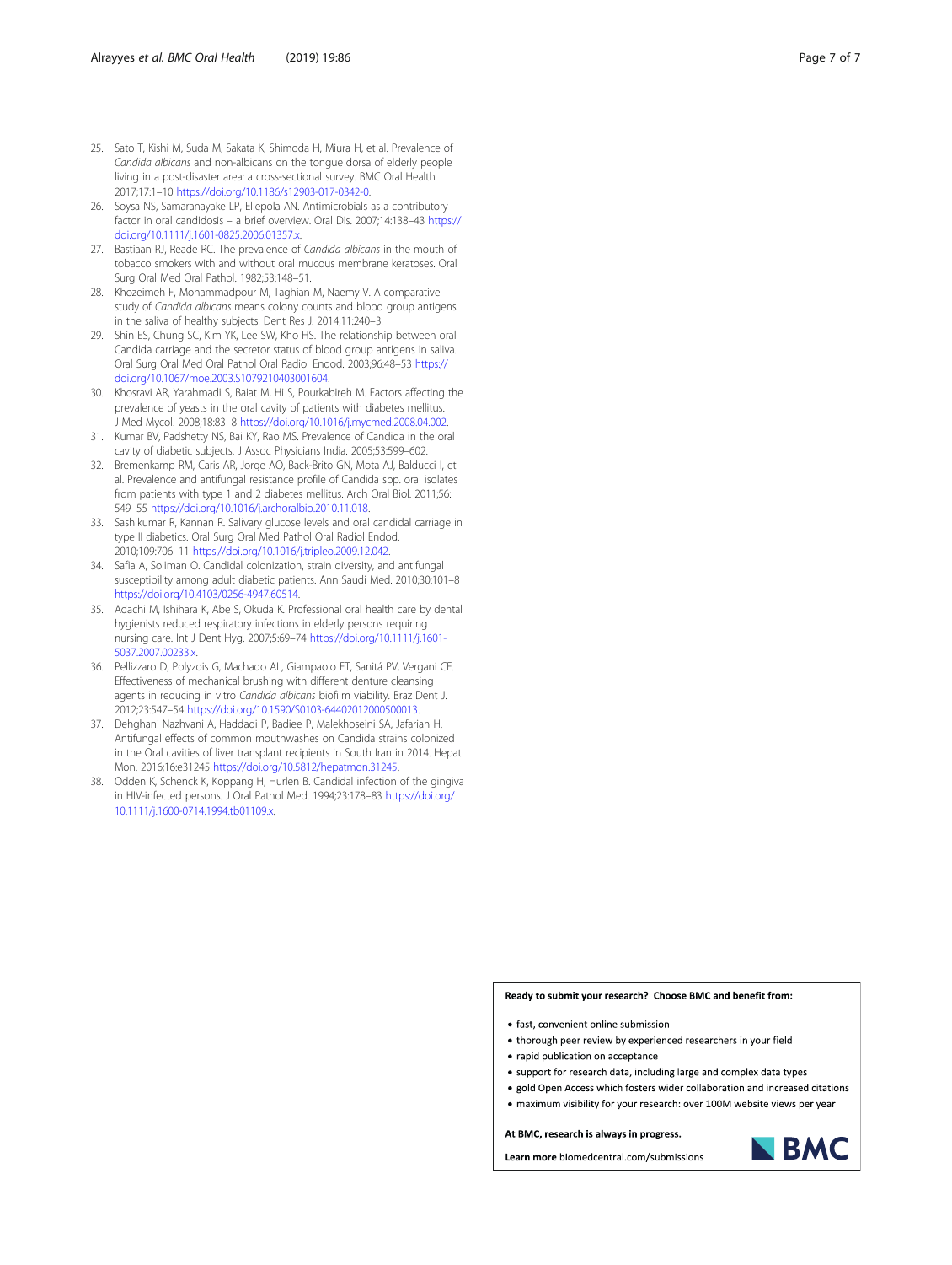25. Sato T, Kishi M, Suda M, Sakata K, Shimoda H, Miura H, et al. Prevalence of *Candida albicans* and non-albicans on the tongue dorsa of elderly people living in a post-disaster area: a cross-sectional survey. BMC Oral Health. 2017;17:1–10 https://doi.org/10.1186/s12903-017-0342-0.
26. Soysa NS, Samaranayake LP, Ellepola AN. Antimicrobials as a contributory factor in oral candidosis – a brief overview. Oral Dis. 2007;14:138–43 https://doi.org/10.1111/j.1601-0825.2006.01357.x.
27. Bastiaan RJ, Reade RC. The prevalence of *Candida albicans* in the mouth of tobacco smokers with and without oral mucous membrane keratoses. Oral Surg Oral Med Oral Pathol. 1982;53:148–51.
28. Khozeimeh F, Mohammadpour M, Taghian M, Naemy V. A comparative study of *Candida albicans* means colony counts and blood group antigens in the saliva of healthy subjects. Dent Res J. 2014;11:240–3.
29. Shin ES, Chung SC, Kim YK, Lee SW, Kho HS. The relationship between oral Candida carriage and the secretor status of blood group antigens in saliva. Oral Surg Oral Med Oral Pathol Oral Radiol Endod. 2003;96:48–53 https://doi.org/10.1067/moe.2003.S1079210403001604.
30. Khosravi AR, Yarahmadi S, Baiat M, Hi S, Pourkabireh M. Factors affecting the prevalence of yeasts in the oral cavity of patients with diabetes mellitus. J Med Mycol. 2008;18:83–8 https://doi.org/10.1016/j.mycmed.2008.04.002.
31. Kumar BV, Padshetty NS, Bai KY, Rao MS. Prevalence of Candida in the oral cavity of diabetic subjects. J Assoc Physicians India. 2005;53:599–602.
32. Bremenkamp RM, Caris AR, Jorge AO, Back-Brito GN, Mota AJ, Balducci I, et al. Prevalence and antifungal resistance profile of Candida spp. oral isolates from patients with type 1 and 2 diabetes mellitus. Arch Oral Biol. 2011;56:549–55 https://doi.org/10.1016/j.archoralbio.2010.11.018.
33. Sashikumar R, Kannan R. Salivary glucose levels and oral candidal carriage in type II diabetics. Oral Surg Oral Med Pathol Oral Radiol Endod. 2010;109:706–11 https://doi.org/10.1016/j.tripleo.2009.12.042.
34. Safia A, Soliman O. Candidal colonization, strain diversity, and antifungal susceptibility among adult diabetic patients. Ann Saudi Med. 2010;30:101–8 https://doi.org/10.4103/0256-4947.60514.
35. Adachi M, Ishihara K, Abe S, Okuda K. Professional oral health care by dental hygienists reduced respiratory infections in elderly persons requiring nursing care. Int J Dent Hyg. 2007;5:69–74 https://doi.org/10.1111/j.1601-5037.2007.00233.x.
36. Pellizzaro D, Polyzois G, Machado AL, Giampaolo ET, Sanitá PV, Vergani CE. Effectiveness of mechanical brushing with different denture cleansing agents in reducing in vitro *Candida albicans* biofilm viability. Braz Dent J. 2012;23:547–54 https://doi.org/10.1590/S0103-64402012000500013.
37. Dehghani Nazhvani A, Haddadi P, Badiee P, Malekhoseini SA, Jafarian H. Antifungal effects of common mouthwashes on Candida strains colonized in the Oral cavities of liver transplant recipients in South Iran in 2014. Hepat Mon. 2016;16:e31245 https://doi.org/10.5812/hepatmon.31245.
38. Odden K, Schenck K, Koppang H, Hurlen B. Candidal infection of the gingiva in HIV-infected persons. J Oral Pathol Med. 1994;23:178–83 https://doi.org/10.1111/j.1600-0714.1994.tb01109.x.

**Ready to submit your research? Choose BMC and benefit from:**

- fast, convenient online submission
- thorough peer review by experienced researchers in your field
- rapid publication on acceptance
- support for research data, including large and complex data types
- gold Open Access which fosters wider collaboration and increased citations
- maximum visibility for your research: over 100M website views per year

**At BMC, research is always in progress.**

**Learn more** biomedcentral.com/submissions

BMC